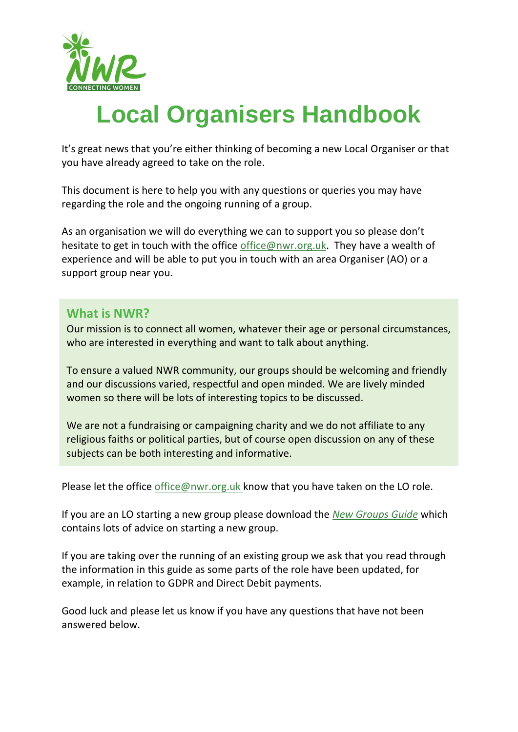# Local Organisers Handbook

It's great news that you're either thinking of becoming a new Local Organiser or that you have already agreed to take on the role.

This document is here to help you with any questions or queries you may have regarding the role and the ongoing running of a group.

As an organisation we will do everything we can to support you so please don't hesitate to get in touch with the office office@nwr.org.uk. They have a wealth of experience and will be able to put you in touch with an area Organiser (AO) or a support group near you.

## What is NWR?

Our mission is to connect all women, whatever their age or personal circumstances, who are interested in everything and want to talk about anything.

To ensure a valued NWR community, our groups should be welcoming and friendly and our discussions varied, respectful and open minded. We are lively minded women so there will be lots of interesting topics to be discussed.

We are not a fundraising or campaigning charity and we do not affiliate to any religious faiths or political parties, but of course open discussion on any of these subjects can be both interesting and informative.

Please let the office office@nwr.org.uk know that you have taken on the LO role.

If you are an LO starting a new group please download the *New Groups Guide* which contains lots of advice on starting a new group.

If you are taking over the running of an existing group we ask that you read through the information in this guide as some parts of the role have been updated, for example, in relation to GDPR and Direct Debit payments.

Good luck and please let us know if you have any questions that have not been answered below.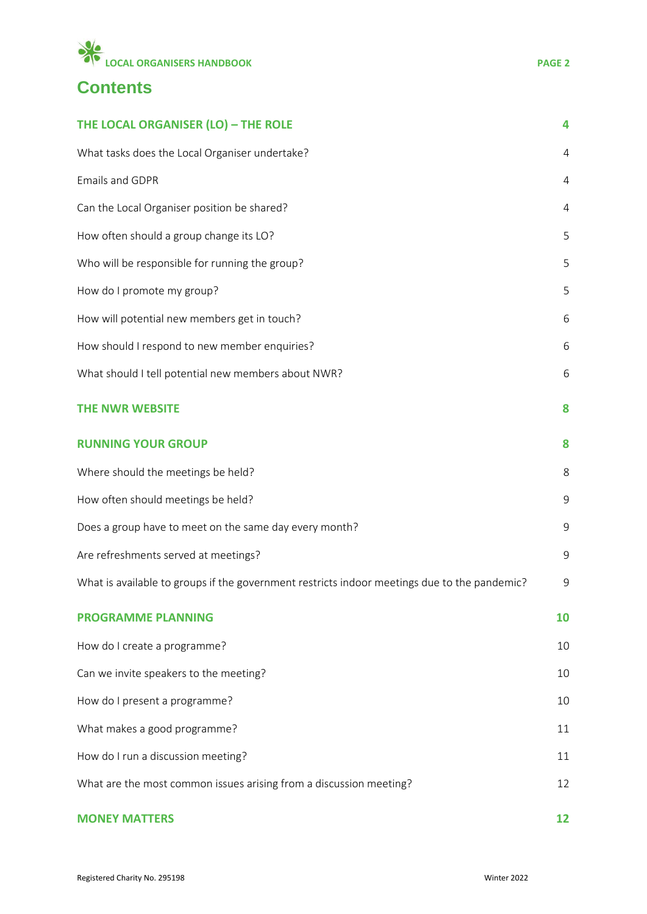# Contents

| | |
|---|---|
| **THE LOCAL ORGANISER (LO) – THE ROLE** | **4** |
| What tasks does the Local Organiser undertake? | 4 |
| Emails and GDPR | 4 |
| Can the Local Organiser position be shared? | 4 |
| How often should a group change its LO? | 5 |
| Who will be responsible for running the group? | 5 |
| How do I promote my group? | 5 |
| How will potential new members get in touch? | 6 |
| How should I respond to new member enquiries? | 6 |
| What should I tell potential new members about NWR? | 6 |
| **THE NWR WEBSITE** | **8** |
| **RUNNING YOUR GROUP** | **8** |
| Where should the meetings be held? | 8 |
| How often should meetings be held? | 9 |
| Does a group have to meet on the same day every month? | 9 |
| Are refreshments served at meetings? | 9 |
| What is available to groups if the government restricts indoor meetings due to the pandemic? | 9 |
| **PROGRAMME PLANNING** | **10** |
| How do I create a programme? | 10 |
| Can we invite speakers to the meeting? | 10 |
| How do I present a programme? | 10 |
| What makes a good programme? | 11 |
| How do I run a discussion meeting? | 11 |
| What are the most common issues arising from a discussion meeting? | 12 |
| **MONEY MATTERS** | **12** |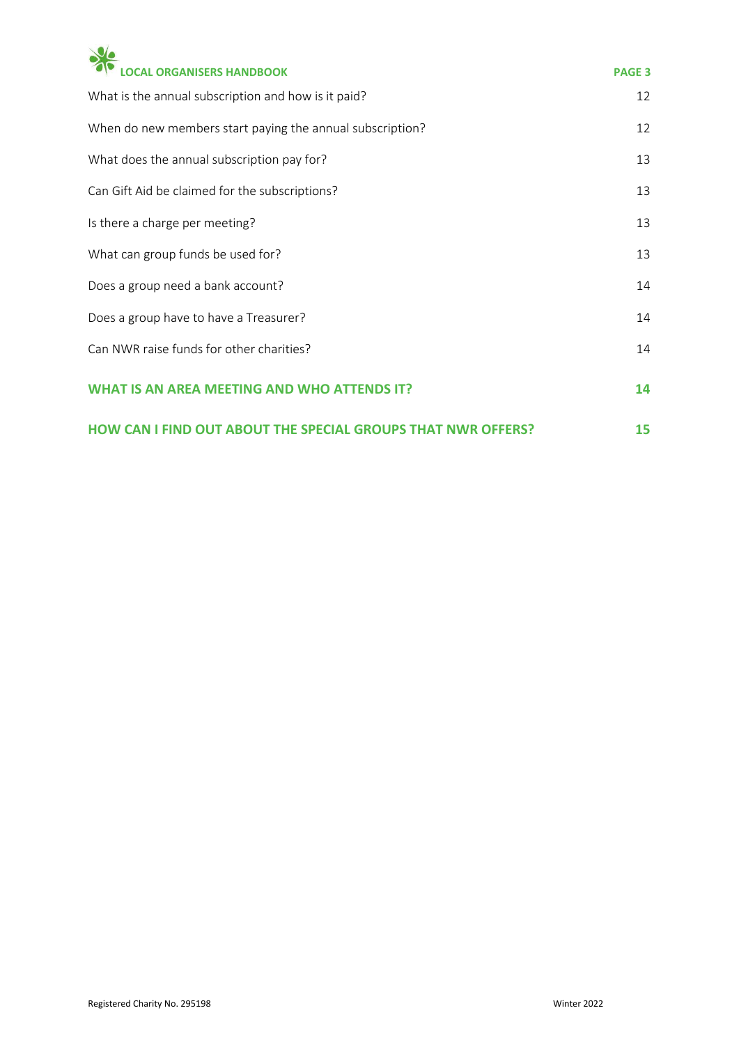| | |
|---|---|
| What is the annual subscription and how is it paid? | 12 |
| When do new members start paying the annual subscription? | 12 |
| What does the annual subscription pay for? | 13 |
| Can Gift Aid be claimed for the subscriptions? | 13 |
| Is there a charge per meeting? | 13 |
| What can group funds be used for? | 13 |
| Does a group need a bank account? | 14 |
| Does a group have to have a Treasurer? | 14 |
| Can NWR raise funds for other charities? | 14 |
| **WHAT IS AN AREA MEETING AND WHO ATTENDS IT?** | **14** |
| **HOW CAN I FIND OUT ABOUT THE SPECIAL GROUPS THAT NWR OFFERS?** | **15** |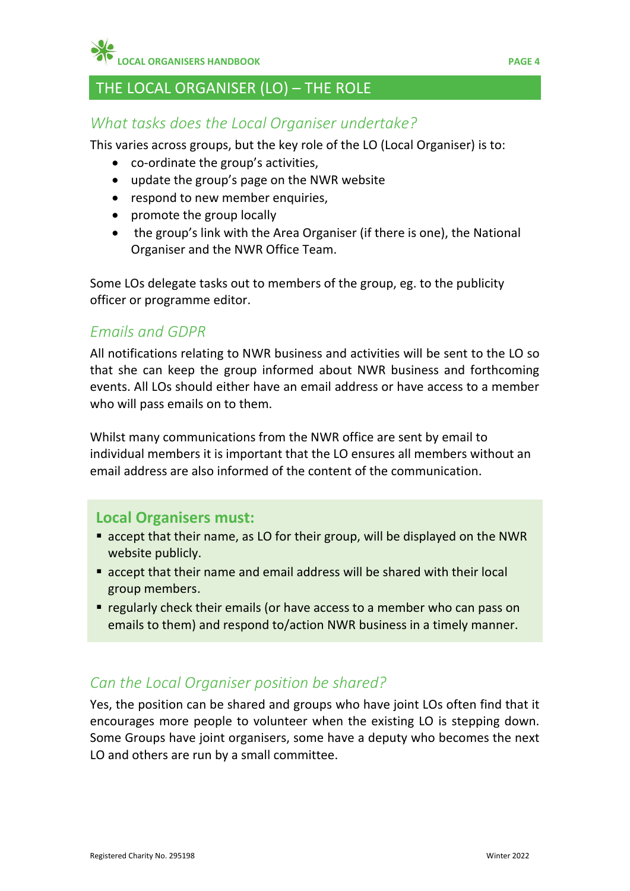## THE LOCAL ORGANISER (LO) – THE ROLE

### *What tasks does the Local Organiser undertake?*

This varies across groups, but the key role of the LO (Local Organiser) is to:

- co-ordinate the group's activities,
- update the group's page on the NWR website
- respond to new member enquiries,
- promote the group locally
- the group's link with the Area Organiser (if there is one), the National Organiser and the NWR Office Team.

Some LOs delegate tasks out to members of the group, eg. to the publicity officer or programme editor.

### *Emails and GDPR*

All notifications relating to NWR business and activities will be sent to the LO so that she can keep the group informed about NWR business and forthcoming events. All LOs should either have an email address or have access to a member who will pass emails on to them.

Whilst many communications from the NWR office are sent by email to individual members it is important that the LO ensures all members without an email address are also informed of the content of the communication.

**Local Organisers must:**

- accept that their name, as LO for their group, will be displayed on the NWR website publicly.
- accept that their name and email address will be shared with their local group members.
- regularly check their emails (or have access to a member who can pass on emails to them) and respond to/action NWR business in a timely manner.

### *Can the Local Organiser position be shared?*

Yes, the position can be shared and groups who have joint LOs often find that it encourages more people to volunteer when the existing LO is stepping down. Some Groups have joint organisers, some have a deputy who becomes the next LO and others are run by a small committee.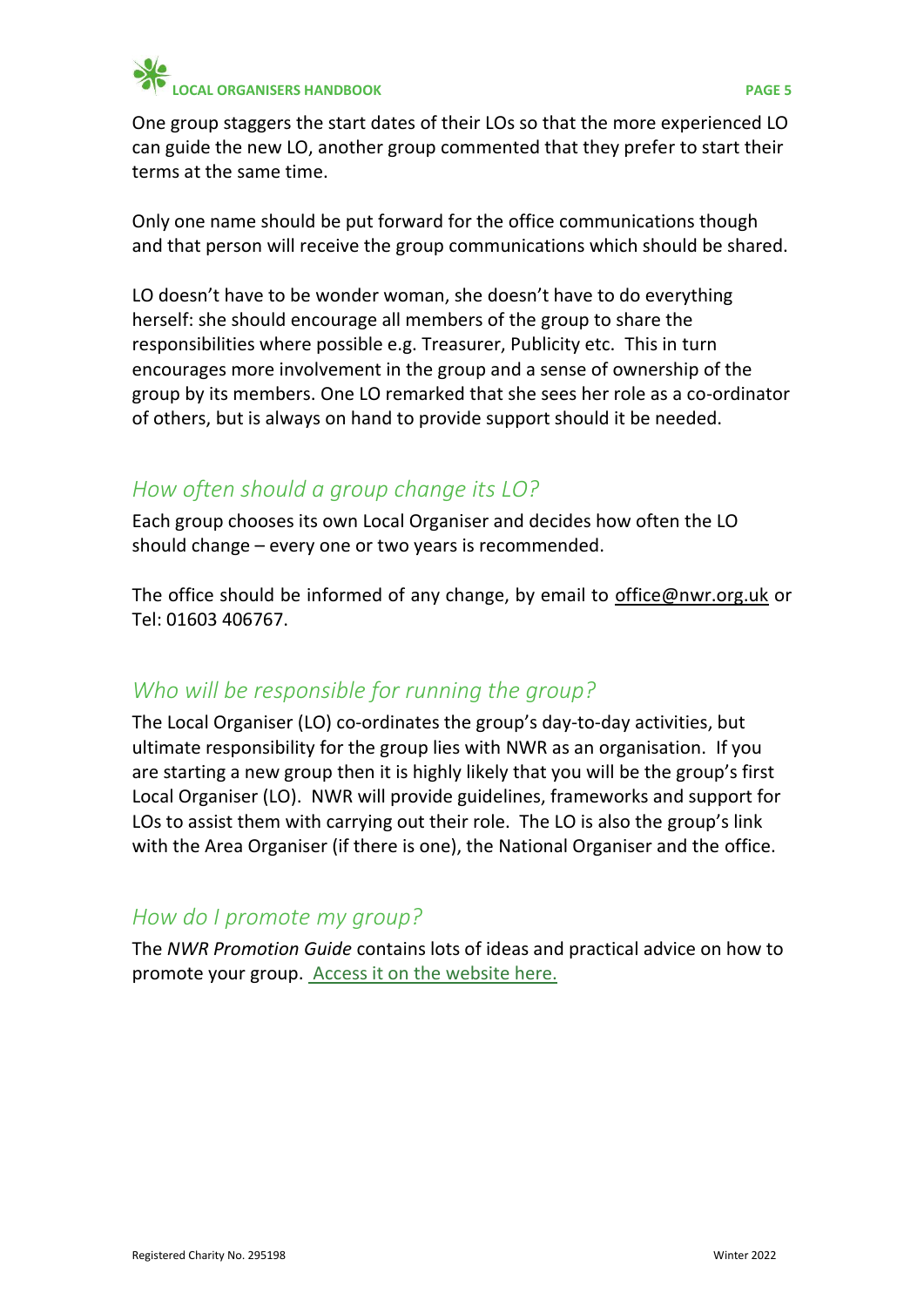One group staggers the start dates of their LOs so that the more experienced LO can guide the new LO, another group commented that they prefer to start their terms at the same time.

Only one name should be put forward for the office communications though and that person will receive the group communications which should be shared.

LO doesn't have to be wonder woman, she doesn't have to do everything herself: she should encourage all members of the group to share the responsibilities where possible e.g. Treasurer, Publicity etc. This in turn encourages more involvement in the group and a sense of ownership of the group by its members. One LO remarked that she sees her role as a co-ordinator of others, but is always on hand to provide support should it be needed.

## *How often should a group change its LO?*

Each group chooses its own Local Organiser and decides how often the LO should change – every one or two years is recommended.

The office should be informed of any change, by email to office@nwr.org.uk or Tel: 01603 406767.

## *Who will be responsible for running the group?*

The Local Organiser (LO) co-ordinates the group's day-to-day activities, but ultimate responsibility for the group lies with NWR as an organisation. If you are starting a new group then it is highly likely that you will be the group's first Local Organiser (LO). NWR will provide guidelines, frameworks and support for LOs to assist them with carrying out their role. The LO is also the group's link with the Area Organiser (if there is one), the National Organiser and the office.

## *How do I promote my group?*

The *NWR Promotion Guide* contains lots of ideas and practical advice on how to promote your group. Access it on the website here.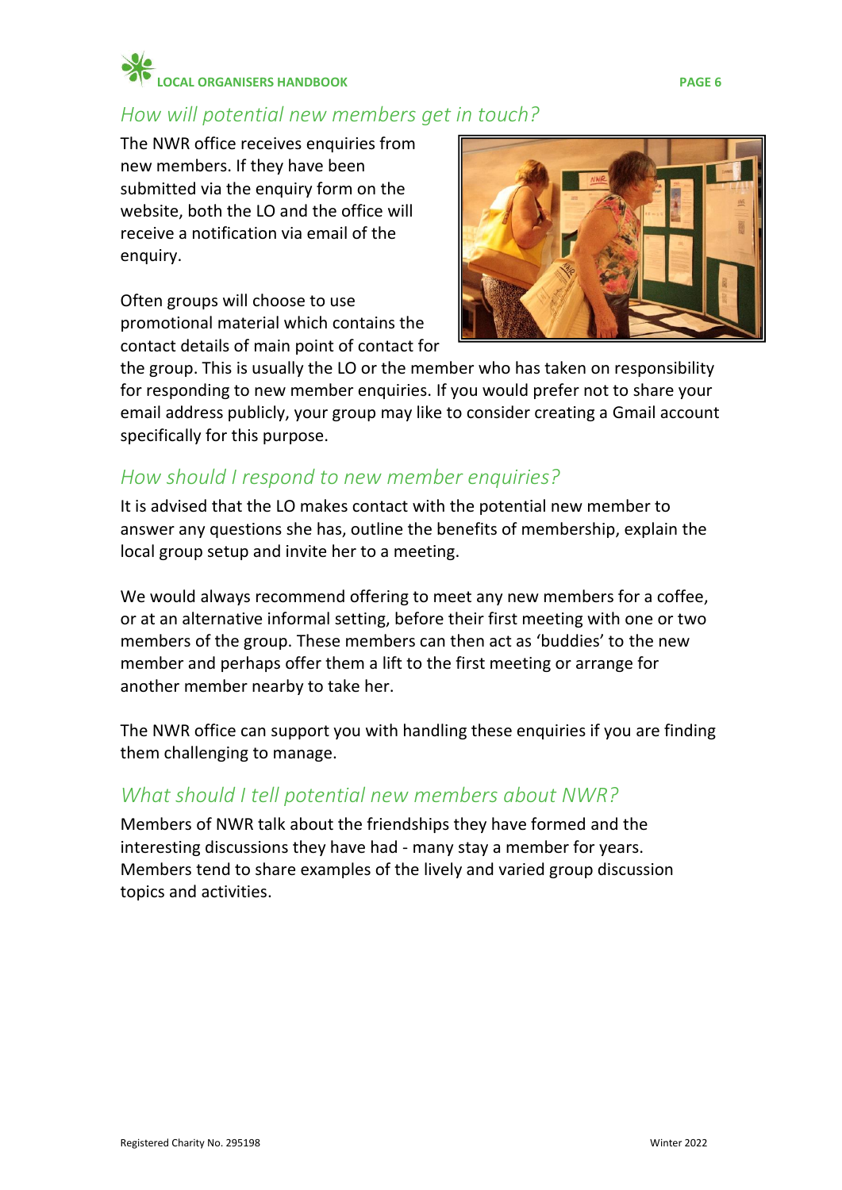## How will potential new members get in touch?

The NWR office receives enquiries from new members. If they have been submitted via the enquiry form on the website, both the LO and the office will receive a notification via email of the enquiry.

Often groups will choose to use promotional material which contains the contact details of main point of contact for the group. This is usually the LO or the member who has taken on responsibility for responding to new member enquiries. If you would prefer not to share your email address publicly, your group may like to consider creating a Gmail account specifically for this purpose.

## How should I respond to new member enquiries?

It is advised that the LO makes contact with the potential new member to answer any questions she has, outline the benefits of membership, explain the local group setup and invite her to a meeting.

We would always recommend offering to meet any new members for a coffee, or at an alternative informal setting, before their first meeting with one or two members of the group. These members can then act as 'buddies' to the new member and perhaps offer them a lift to the first meeting or arrange for another member nearby to take her.

The NWR office can support you with handling these enquiries if you are finding them challenging to manage.

## What should I tell potential new members about NWR?

Members of NWR talk about the friendships they have formed and the interesting discussions they have had - many stay a member for years. Members tend to share examples of the lively and varied group discussion topics and activities.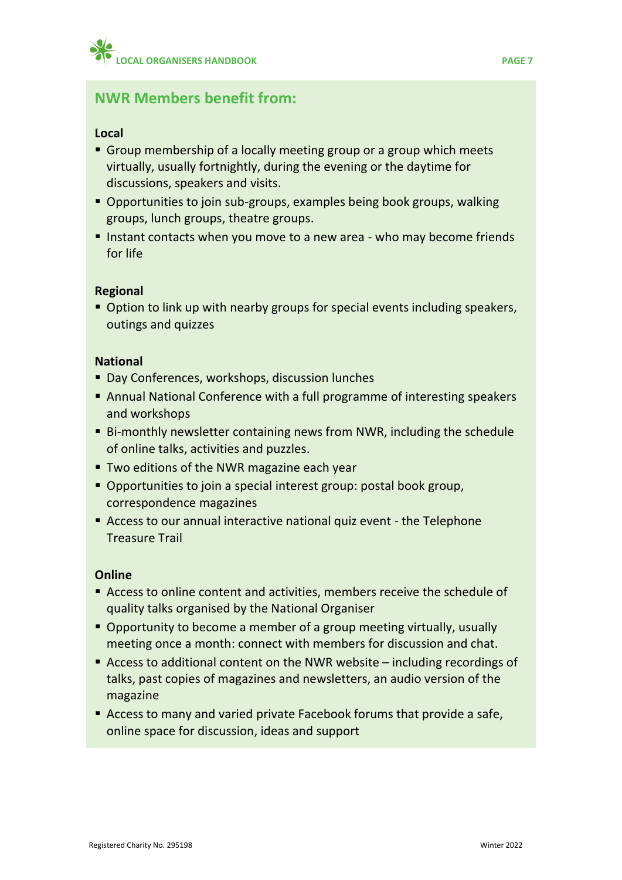## NWR Members benefit from:

**Local**

- Group membership of a locally meeting group or a group which meets virtually, usually fortnightly, during the evening or the daytime for discussions, speakers and visits.
- Opportunities to join sub-groups, examples being book groups, walking groups, lunch groups, theatre groups.
- Instant contacts when you move to a new area - who may become friends for life

**Regional**

- Option to link up with nearby groups for special events including speakers, outings and quizzes

**National**

- Day Conferences, workshops, discussion lunches
- Annual National Conference with a full programme of interesting speakers and workshops
- Bi-monthly newsletter containing news from NWR, including the schedule of online talks, activities and puzzles.
- Two editions of the NWR magazine each year
- Opportunities to join a special interest group: postal book group, correspondence magazines
- Access to our annual interactive national quiz event - the Telephone Treasure Trail

**Online**

- Access to online content and activities, members receive the schedule of quality talks organised by the National Organiser
- Opportunity to become a member of a group meeting virtually, usually meeting once a month: connect with members for discussion and chat.
- Access to additional content on the NWR website – including recordings of talks, past copies of magazines and newsletters, an audio version of the magazine
- Access to many and varied private Facebook forums that provide a safe, online space for discussion, ideas and support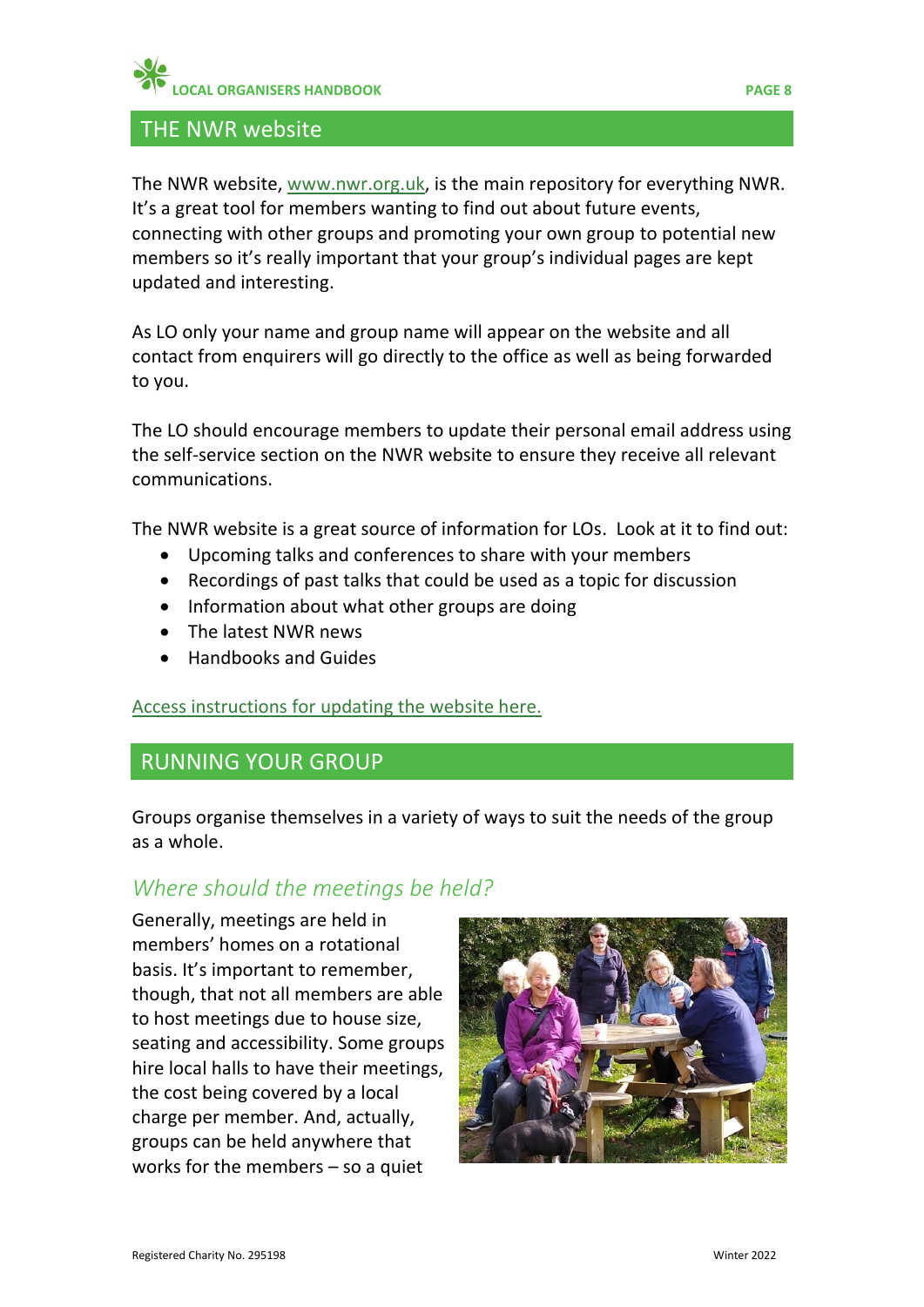## THE NWR website

The NWR website, [www.nwr.org.uk](http://www.nwr.org.uk), is the main repository for everything NWR. It's a great tool for members wanting to find out about future events, connecting with other groups and promoting your own group to potential new members so it's really important that your group's individual pages are kept updated and interesting.

As LO only your name and group name will appear on the website and all contact from enquirers will go directly to the office as well as being forwarded to you.

The LO should encourage members to update their personal email address using the self-service section on the NWR website to ensure they receive all relevant communications.

The NWR website is a great source of information for LOs. Look at it to find out:

- Upcoming talks and conferences to share with your members
- Recordings of past talks that could be used as a topic for discussion
- Information about what other groups are doing
- The latest NWR news
- Handbooks and Guides

Access instructions for updating the website here.

## RUNNING YOUR GROUP

Groups organise themselves in a variety of ways to suit the needs of the group as a whole.

### *Where should the meetings be held?*

Generally, meetings are held in members' homes on a rotational basis. It's important to remember, though, that not all members are able to host meetings due to house size, seating and accessibility. Some groups hire local halls to have their meetings, the cost being covered by a local charge per member. And, actually, groups can be held anywhere that works for the members – so a quiet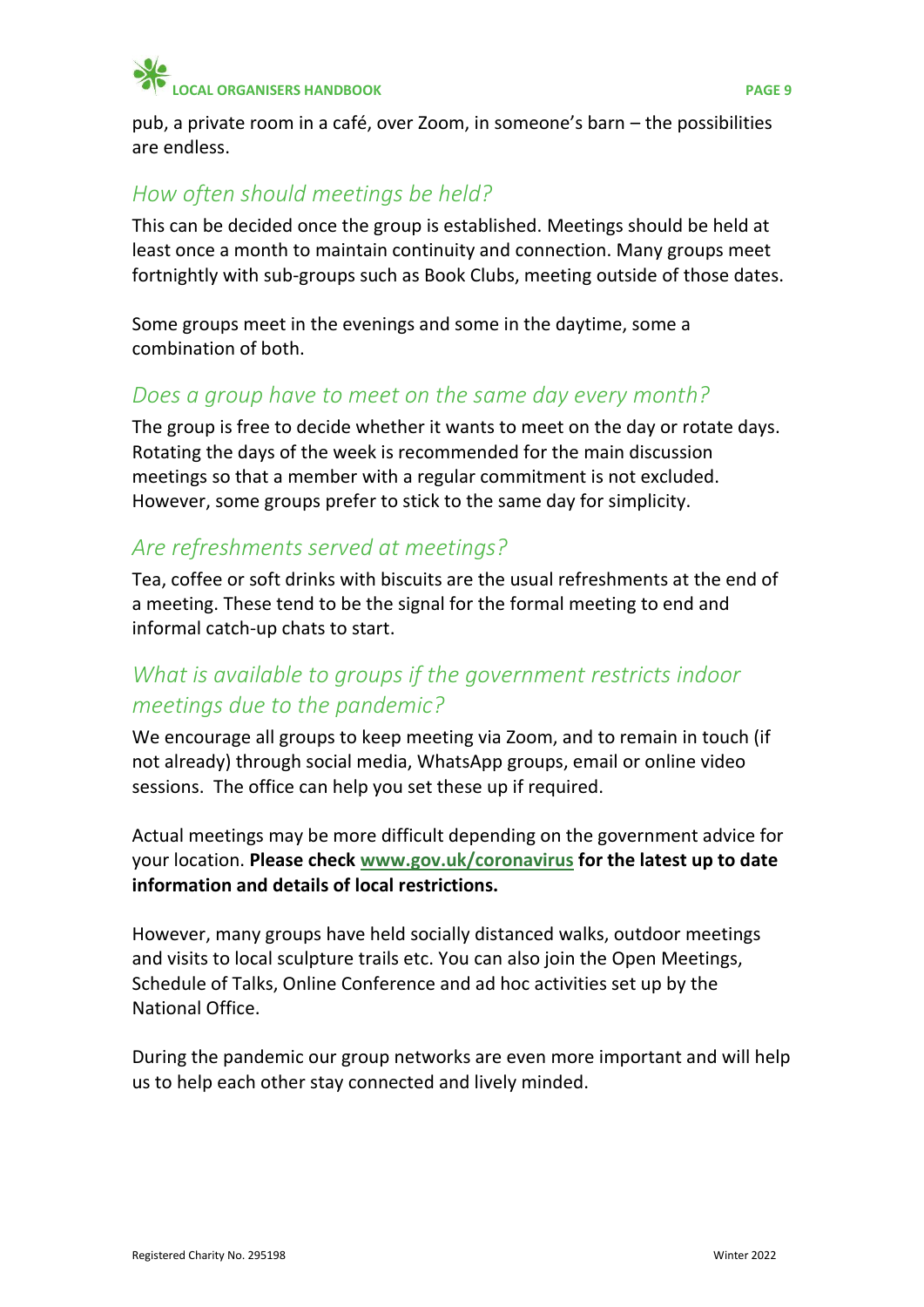pub, a private room in a café, over Zoom, in someone's barn – the possibilities are endless.

### *How often should meetings be held?*

This can be decided once the group is established. Meetings should be held at least once a month to maintain continuity and connection. Many groups meet fortnightly with sub-groups such as Book Clubs, meeting outside of those dates.

Some groups meet in the evenings and some in the daytime, some a combination of both.

### *Does a group have to meet on the same day every month?*

The group is free to decide whether it wants to meet on the day or rotate days. Rotating the days of the week is recommended for the main discussion meetings so that a member with a regular commitment is not excluded. However, some groups prefer to stick to the same day for simplicity.

### *Are refreshments served at meetings?*

Tea, coffee or soft drinks with biscuits are the usual refreshments at the end of a meeting. These tend to be the signal for the formal meeting to end and informal catch-up chats to start.

### *What is available to groups if the government restricts indoor meetings due to the pandemic?*

We encourage all groups to keep meeting via Zoom, and to remain in touch (if not already) through social media, WhatsApp groups, email or online video sessions. The office can help you set these up if required.

Actual meetings may be more difficult depending on the government advice for your location. **Please check [www.gov.uk/coronavirus](http://www.gov.uk/coronavirus) for the latest up to date information and details of local restrictions.**

However, many groups have held socially distanced walks, outdoor meetings and visits to local sculpture trails etc. You can also join the Open Meetings, Schedule of Talks, Online Conference and ad hoc activities set up by the National Office.

During the pandemic our group networks are even more important and will help us to help each other stay connected and lively minded.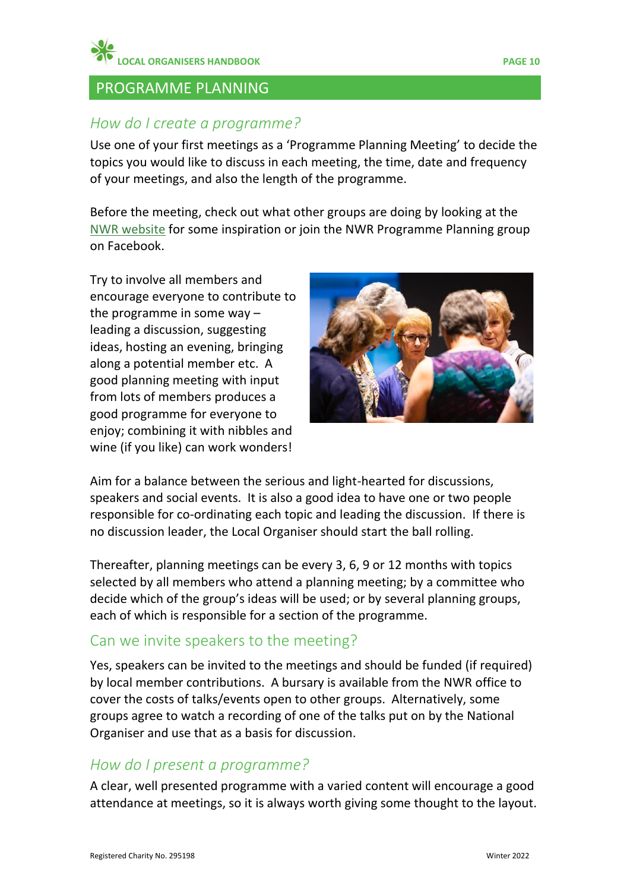## PROGRAMME PLANNING

### *How do I create a programme?*

Use one of your first meetings as a 'Programme Planning Meeting' to decide the topics you would like to discuss in each meeting, the time, date and frequency of your meetings, and also the length of the programme.

Before the meeting, check out what other groups are doing by looking at the NWR website for some inspiration or join the NWR Programme Planning group on Facebook.

Try to involve all members and encourage everyone to contribute to the programme in some way – leading a discussion, suggesting ideas, hosting an evening, bringing along a potential member etc. A good planning meeting with input from lots of members produces a good programme for everyone to enjoy; combining it with nibbles and wine (if you like) can work wonders!

Aim for a balance between the serious and light-hearted for discussions, speakers and social events. It is also a good idea to have one or two people responsible for co-ordinating each topic and leading the discussion. If there is no discussion leader, the Local Organiser should start the ball rolling.

Thereafter, planning meetings can be every 3, 6, 9 or 12 months with topics selected by all members who attend a planning meeting; by a committee who decide which of the group's ideas will be used; or by several planning groups, each of which is responsible for a section of the programme.

### Can we invite speakers to the meeting?

Yes, speakers can be invited to the meetings and should be funded (if required) by local member contributions. A bursary is available from the NWR office to cover the costs of talks/events open to other groups. Alternatively, some groups agree to watch a recording of one of the talks put on by the National Organiser and use that as a basis for discussion.

### *How do I present a programme?*

A clear, well presented programme with a varied content will encourage a good attendance at meetings, so it is always worth giving some thought to the layout.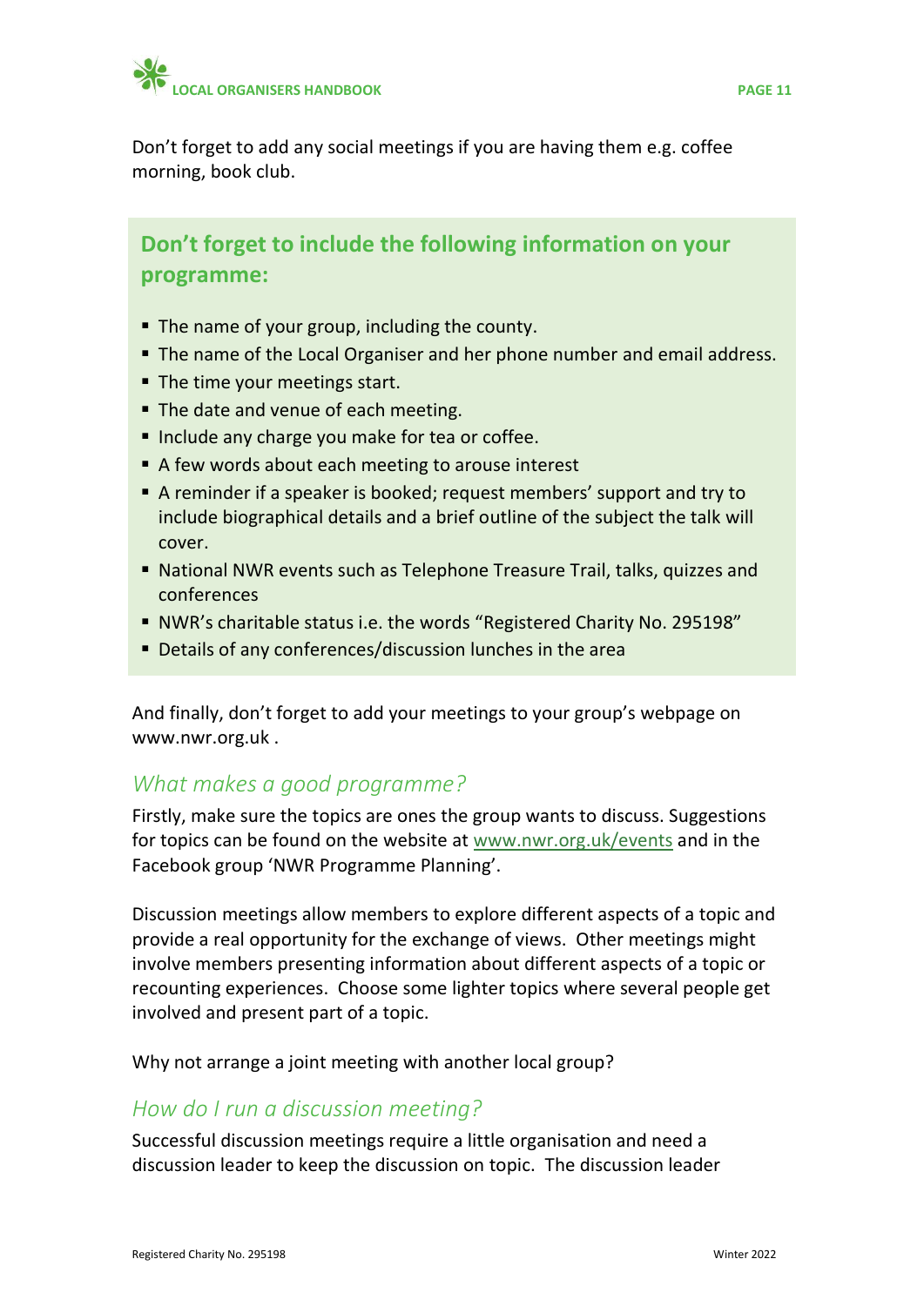Don't forget to add any social meetings if you are having them e.g. coffee morning, book club.

## Don't forget to include the following information on your programme:

- The name of your group, including the county.
- The name of the Local Organiser and her phone number and email address.
- The time your meetings start.
- The date and venue of each meeting.
- Include any charge you make for tea or coffee.
- A few words about each meeting to arouse interest
- A reminder if a speaker is booked; request members' support and try to include biographical details and a brief outline of the subject the talk will cover.
- National NWR events such as Telephone Treasure Trail, talks, quizzes and conferences
- NWR's charitable status i.e. the words "Registered Charity No. 295198"
- Details of any conferences/discussion lunches in the area

And finally, don't forget to add your meetings to your group's webpage on www.nwr.org.uk .

### *What makes a good programme?*

Firstly, make sure the topics are ones the group wants to discuss. Suggestions for topics can be found on the website at www.nwr.org.uk/events and in the Facebook group 'NWR Programme Planning'.

Discussion meetings allow members to explore different aspects of a topic and provide a real opportunity for the exchange of views. Other meetings might involve members presenting information about different aspects of a topic or recounting experiences. Choose some lighter topics where several people get involved and present part of a topic.

Why not arrange a joint meeting with another local group?

### *How do I run a discussion meeting?*

Successful discussion meetings require a little organisation and need a discussion leader to keep the discussion on topic. The discussion leader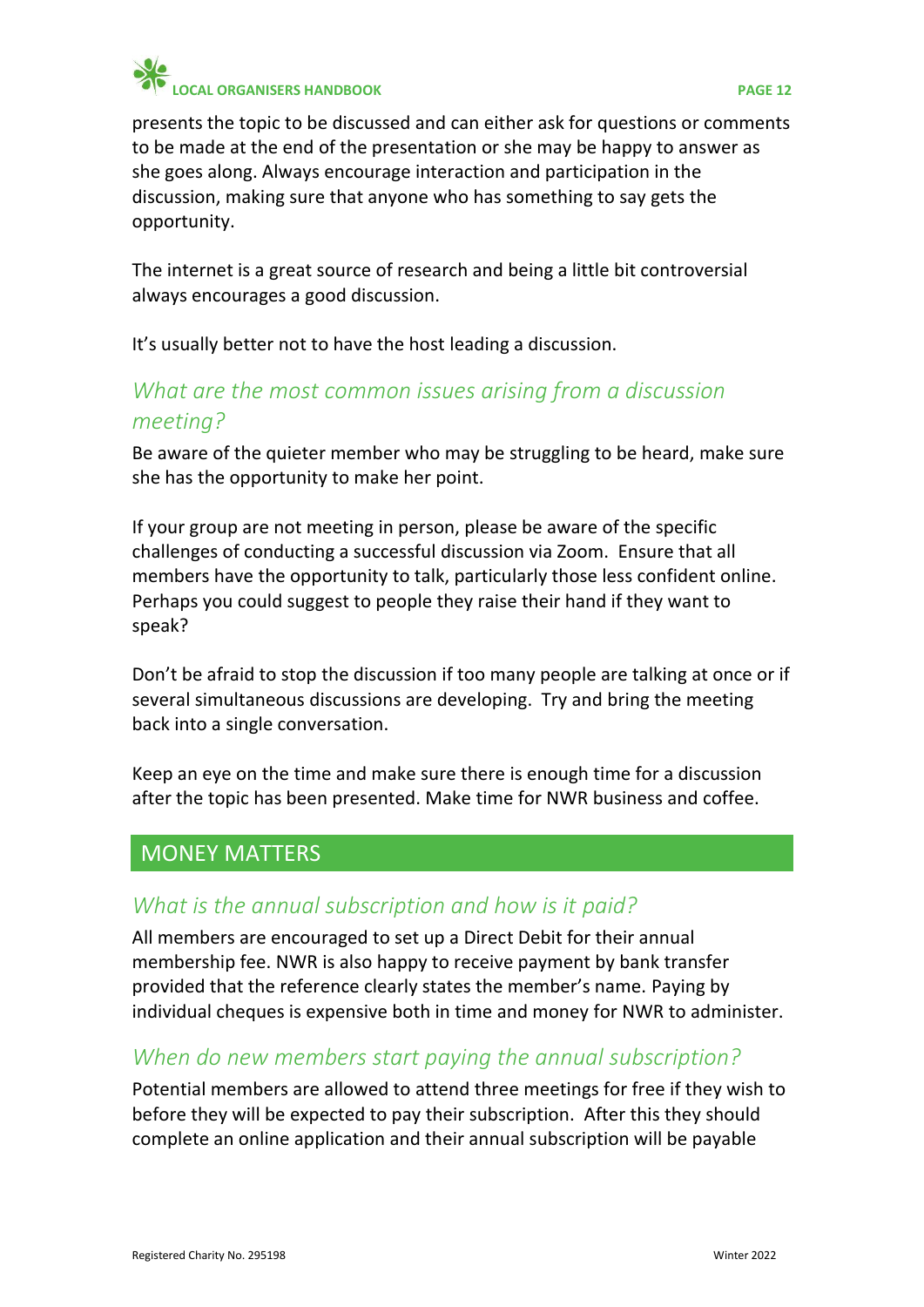presents the topic to be discussed and can either ask for questions or comments to be made at the end of the presentation or she may be happy to answer as she goes along. Always encourage interaction and participation in the discussion, making sure that anyone who has something to say gets the opportunity.

The internet is a great source of research and being a little bit controversial always encourages a good discussion.

It's usually better not to have the host leading a discussion.

### *What are the most common issues arising from a discussion meeting?*

Be aware of the quieter member who may be struggling to be heard, make sure she has the opportunity to make her point.

If your group are not meeting in person, please be aware of the specific challenges of conducting a successful discussion via Zoom. Ensure that all members have the opportunity to talk, particularly those less confident online. Perhaps you could suggest to people they raise their hand if they want to speak?

Don't be afraid to stop the discussion if too many people are talking at once or if several simultaneous discussions are developing. Try and bring the meeting back into a single conversation.

Keep an eye on the time and make sure there is enough time for a discussion after the topic has been presented. Make time for NWR business and coffee.

## MONEY MATTERS

### *What is the annual subscription and how is it paid?*

All members are encouraged to set up a Direct Debit for their annual membership fee. NWR is also happy to receive payment by bank transfer provided that the reference clearly states the member's name. Paying by individual cheques is expensive both in time and money for NWR to administer.

### *When do new members start paying the annual subscription?*

Potential members are allowed to attend three meetings for free if they wish to before they will be expected to pay their subscription. After this they should complete an online application and their annual subscription will be payable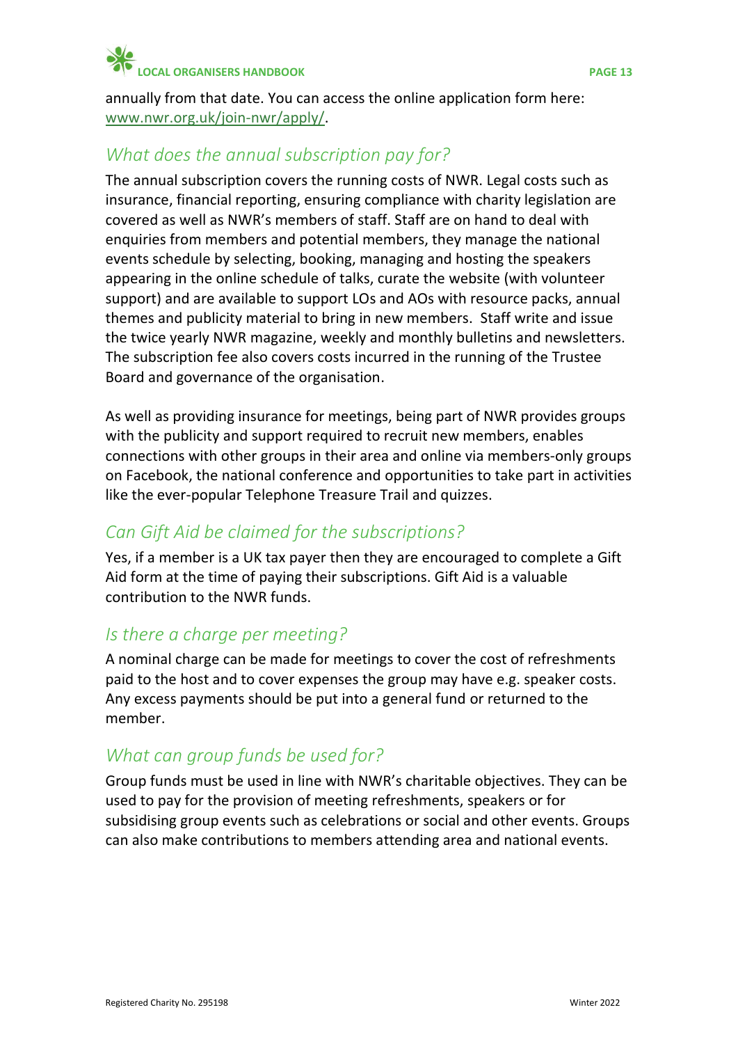annually from that date. You can access the online application form here: [www.nwr.org.uk/join-nwr/apply/](www.nwr.org.uk/join-nwr/apply/).

## *What does the annual subscription pay for?*

The annual subscription covers the running costs of NWR. Legal costs such as insurance, financial reporting, ensuring compliance with charity legislation are covered as well as NWR's members of staff. Staff are on hand to deal with enquiries from members and potential members, they manage the national events schedule by selecting, booking, managing and hosting the speakers appearing in the online schedule of talks, curate the website (with volunteer support) and are available to support LOs and AOs with resource packs, annual themes and publicity material to bring in new members. Staff write and issue the twice yearly NWR magazine, weekly and monthly bulletins and newsletters. The subscription fee also covers costs incurred in the running of the Trustee Board and governance of the organisation.

As well as providing insurance for meetings, being part of NWR provides groups with the publicity and support required to recruit new members, enables connections with other groups in their area and online via members-only groups on Facebook, the national conference and opportunities to take part in activities like the ever-popular Telephone Treasure Trail and quizzes.

## *Can Gift Aid be claimed for the subscriptions?*

Yes, if a member is a UK tax payer then they are encouraged to complete a Gift Aid form at the time of paying their subscriptions. Gift Aid is a valuable contribution to the NWR funds.

## *Is there a charge per meeting?*

A nominal charge can be made for meetings to cover the cost of refreshments paid to the host and to cover expenses the group may have e.g. speaker costs. Any excess payments should be put into a general fund or returned to the member.

## *What can group funds be used for?*

Group funds must be used in line with NWR's charitable objectives. They can be used to pay for the provision of meeting refreshments, speakers or for subsidising group events such as celebrations or social and other events. Groups can also make contributions to members attending area and national events.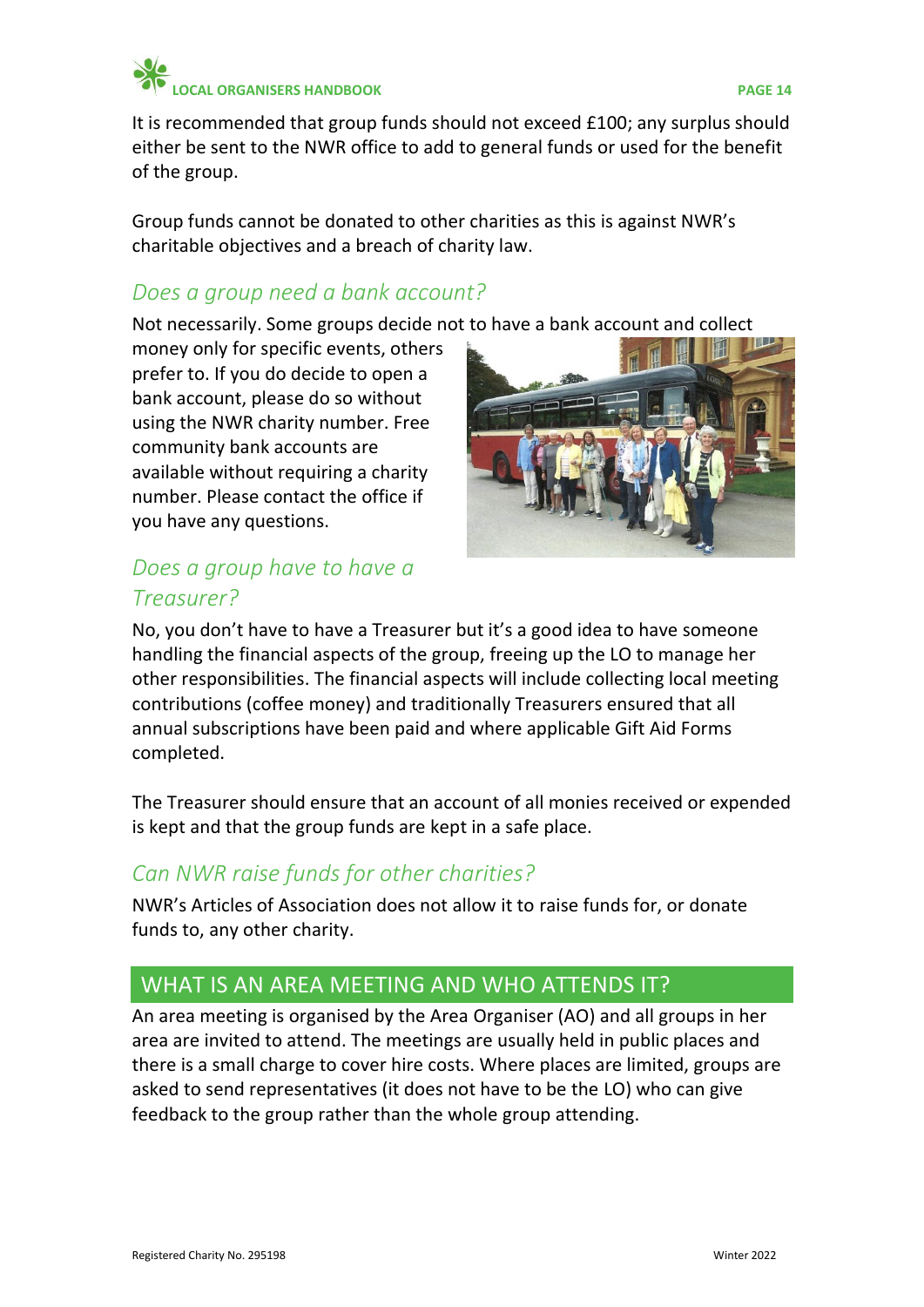It is recommended that group funds should not exceed £100; any surplus should either be sent to the NWR office to add to general funds or used for the benefit of the group.

Group funds cannot be donated to other charities as this is against NWR's charitable objectives and a breach of charity law.

### *Does a group need a bank account?*

Not necessarily. Some groups decide not to have a bank account and collect money only for specific events, others prefer to. If you do decide to open a bank account, please do so without using the NWR charity number. Free community bank accounts are available without requiring a charity number. Please contact the office if you have any questions.

### *Does a group have to have a Treasurer?*

No, you don't have to have a Treasurer but it's a good idea to have someone handling the financial aspects of the group, freeing up the LO to manage her other responsibilities. The financial aspects will include collecting local meeting contributions (coffee money) and traditionally Treasurers ensured that all annual subscriptions have been paid and where applicable Gift Aid Forms completed.

The Treasurer should ensure that an account of all monies received or expended is kept and that the group funds are kept in a safe place.

### *Can NWR raise funds for other charities?*

NWR's Articles of Association does not allow it to raise funds for, or donate funds to, any other charity.

## WHAT IS AN AREA MEETING AND WHO ATTENDS IT?

An area meeting is organised by the Area Organiser (AO) and all groups in her area are invited to attend. The meetings are usually held in public places and there is a small charge to cover hire costs. Where places are limited, groups are asked to send representatives (it does not have to be the LO) who can give feedback to the group rather than the whole group attending.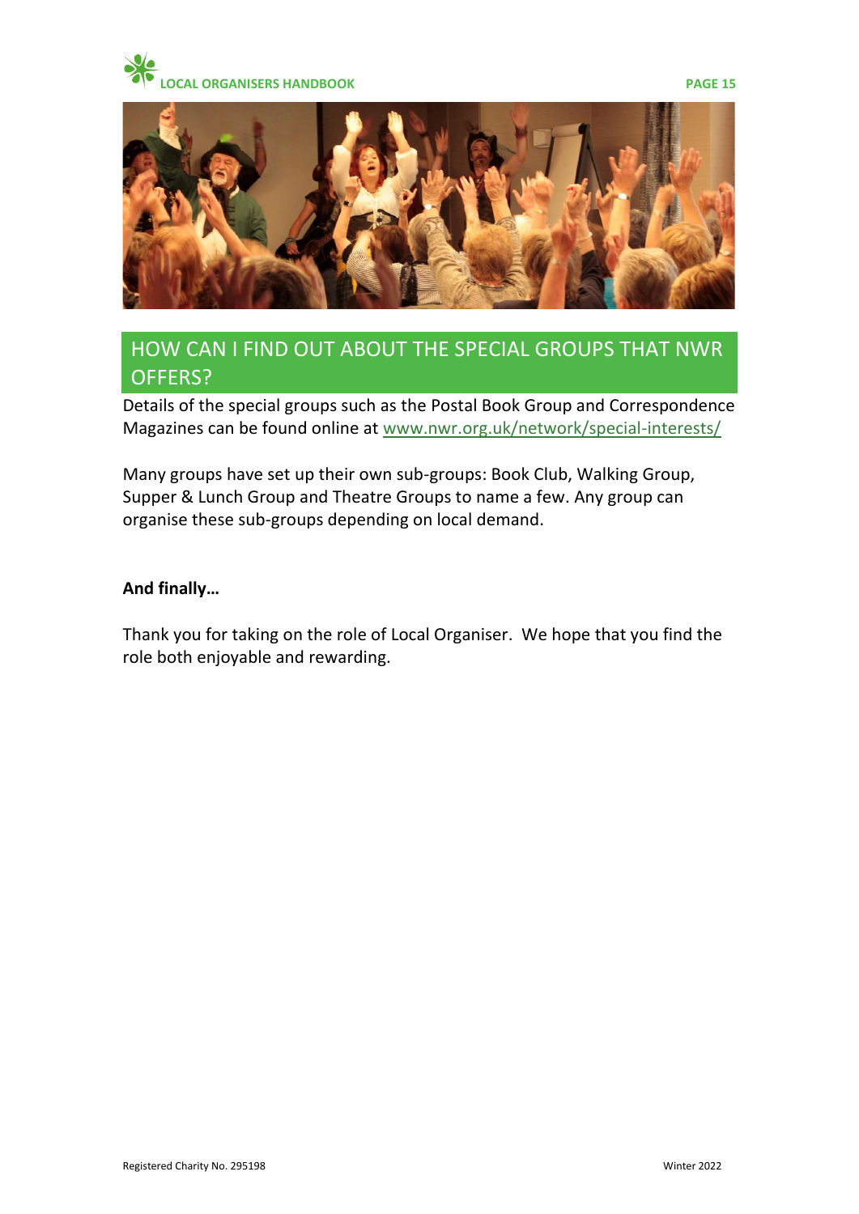## HOW CAN I FIND OUT ABOUT THE SPECIAL GROUPS THAT NWR OFFERS?

Details of the special groups such as the Postal Book Group and Correspondence Magazines can be found online at www.nwr.org.uk/network/special-interests/

Many groups have set up their own sub-groups: Book Club, Walking Group, Supper & Lunch Group and Theatre Groups to name a few. Any group can organise these sub-groups depending on local demand.

**And finally…**

Thank you for taking on the role of Local Organiser. We hope that you find the role both enjoyable and rewarding.